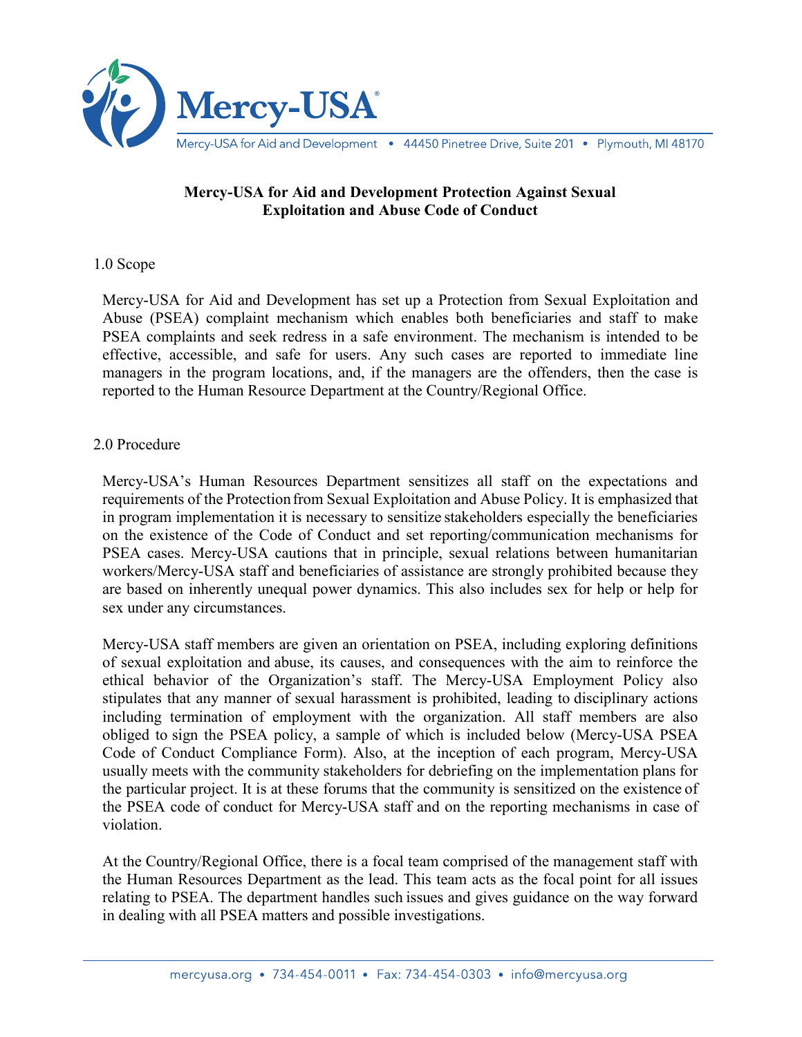# Mercy-USA for Aid and Development Protection Against Sexual Exploitation and Abuse Code of Conduct

## 1.0 Scope

Mercy-USA for Aid and Development has set up a Protection from Sexual Exploitation and Abuse (PSEA) complaint mechanism which enables both beneficiaries and staff to make PSEA complaints and seek redress in a safe environment. The mechanism is intended to be effective, accessible, and safe for users. Any such cases are reported to immediate line managers in the program locations, and, if the managers are the offenders, then the case is reported to the Human Resource Department at the Country/Regional Office.

## 2.0 Procedure

Mercy-USA's Human Resources Department sensitizes all staff on the expectations and requirements of the Protection from Sexual Exploitation and Abuse Policy. It is emphasized that in program implementation it is necessary to sensitize stakeholders especially the beneficiaries on the existence of the Code of Conduct and set reporting/communication mechanisms for PSEA cases. Mercy-USA cautions that in principle, sexual relations between humanitarian workers/Mercy-USA staff and beneficiaries of assistance are strongly prohibited because they are based on inherently unequal power dynamics. This also includes sex for help or help for sex under any circumstances.

Mercy-USA staff members are given an orientation on PSEA, including exploring definitions of sexual exploitation and abuse, its causes, and consequences with the aim to reinforce the ethical behavior of the Organization's staff. The Mercy-USA Employment Policy also stipulates that any manner of sexual harassment is prohibited, leading to disciplinary actions including termination of employment with the organization. All staff members are also obliged to sign the PSEA policy, a sample of which is included below (Mercy-USA PSEA Code of Conduct Compliance Form). Also, at the inception of each program, Mercy-USA usually meets with the community stakeholders for debriefing on the implementation plans for the particular project. It is at these forums that the community is sensitized on the existence of the PSEA code of conduct for Mercy-USA staff and on the reporting mechanisms in case of violation.

At the Country/Regional Office, there is a focal team comprised of the management staff with the Human Resources Department as the lead. This team acts as the focal point for all issues relating to PSEA. The department handles such issues and gives guidance on the way forward in dealing with all PSEA matters and possible investigations.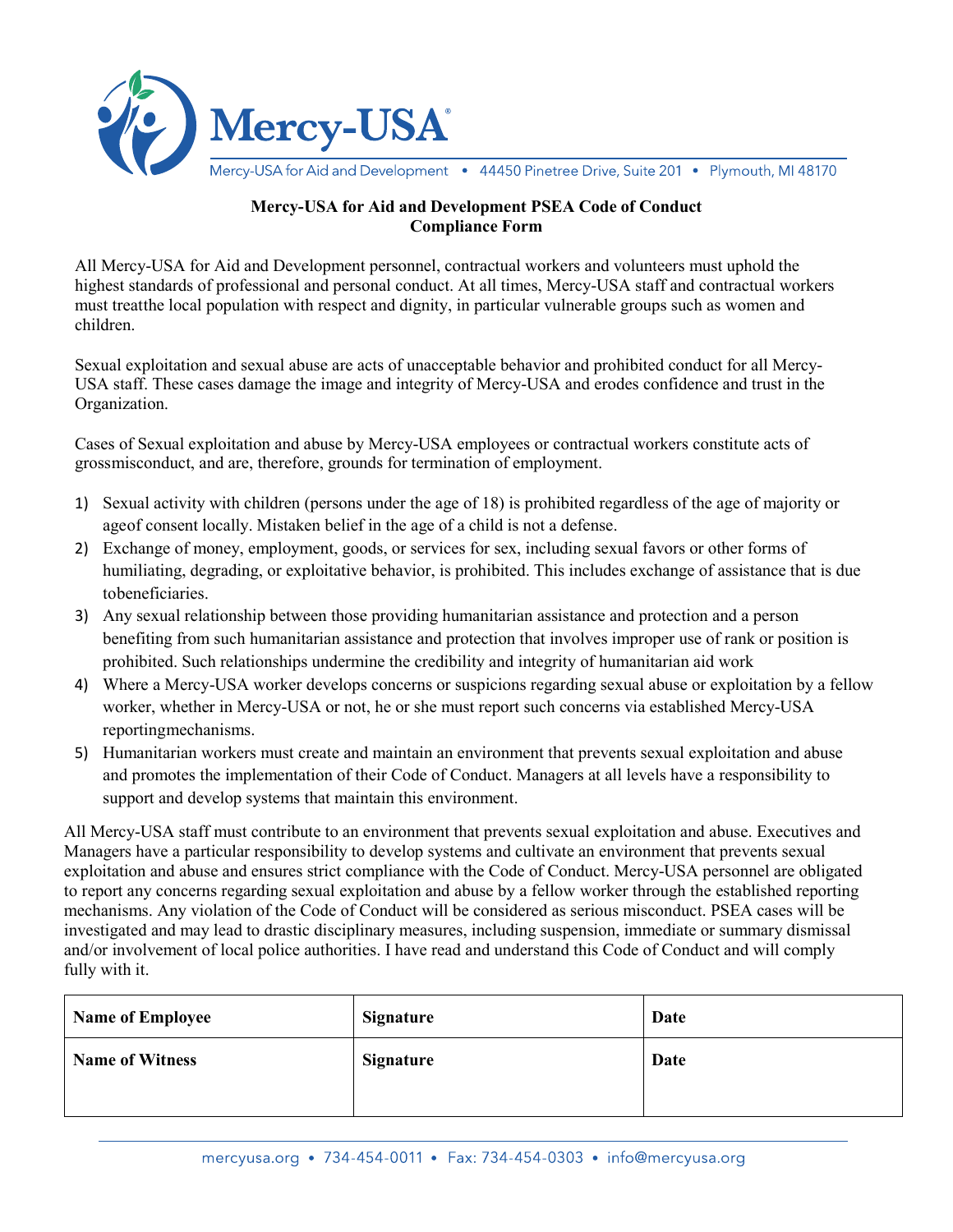Mercy-USA

Mercy-USA for Aid and Development • 44450 Pinetree Drive, Suite 201 • Plymouth, MI 48170

**Mercy-USA for Aid and Development PSEA Code of Conduct**
**Compliance Form**

All Mercy-USA for Aid and Development personnel, contractual workers and volunteers must uphold the highest standards of professional and personal conduct. At all times, Mercy-USA staff and contractual workers must treatthe local population with respect and dignity, in particular vulnerable groups such as women and children.

Sexual exploitation and sexual abuse are acts of unacceptable behavior and prohibited conduct for all Mercy-USA staff. These cases damage the image and integrity of Mercy-USA and erodes confidence and trust in the Organization.

Cases of Sexual exploitation and abuse by Mercy-USA employees or contractual workers constitute acts of grossmisconduct, and are, therefore, grounds for termination of employment.

1) Sexual activity with children (persons under the age of 18) is prohibited regardless of the age of majority or ageof consent locally. Mistaken belief in the age of a child is not a defense.
2) Exchange of money, employment, goods, or services for sex, including sexual favors or other forms of humiliating, degrading, or exploitative behavior, is prohibited. This includes exchange of assistance that is due tobeneficiaries.
3) Any sexual relationship between those providing humanitarian assistance and protection and a person benefiting from such humanitarian assistance and protection that involves improper use of rank or position is prohibited. Such relationships undermine the credibility and integrity of humanitarian aid work
4) Where a Mercy-USA worker develops concerns or suspicions regarding sexual abuse or exploitation by a fellow worker, whether in Mercy-USA or not, he or she must report such concerns via established Mercy-USA reportingmechanisms.
5) Humanitarian workers must create and maintain an environment that prevents sexual exploitation and abuse and promotes the implementation of their Code of Conduct. Managers at all levels have a responsibility to support and develop systems that maintain this environment.

All Mercy-USA staff must contribute to an environment that prevents sexual exploitation and abuse. Executives and Managers have a particular responsibility to develop systems and cultivate an environment that prevents sexual exploitation and abuse and ensures strict compliance with the Code of Conduct. Mercy-USA personnel are obligated to report any concerns regarding sexual exploitation and abuse by a fellow worker through the established reporting mechanisms. Any violation of the Code of Conduct will be considered as serious misconduct. PSEA cases will be investigated and may lead to drastic disciplinary measures, including suspension, immediate or summary dismissal and/or involvement of local police authorities. I have read and understand this Code of Conduct and will comply fully with it.

| | | |
|---|---|---|
| **Name of Employee** | **Signature** | **Date** |
| **Name of Witness** | **Signature** | **Date** |

mercyusa.org • 734-454-0011 • Fax: 734-454-0303 • info@mercyusa.org